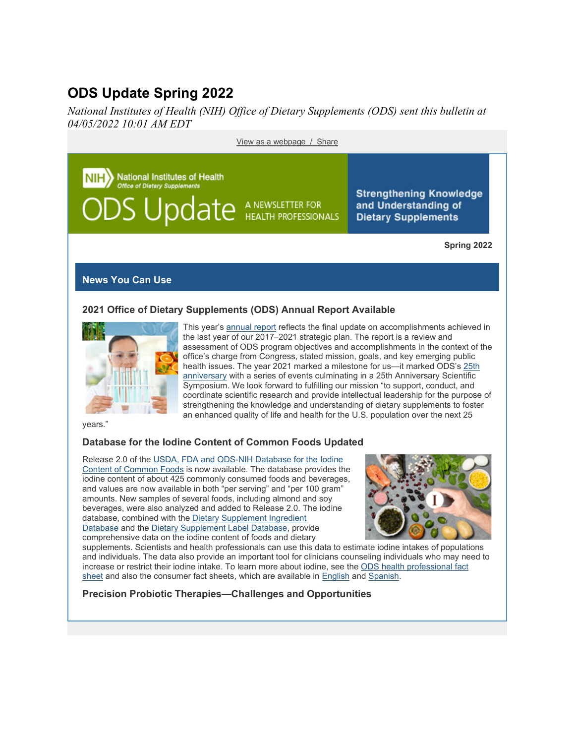# ODS Update Spring 2022

*National Institutes of Health (NIH) Office of Dietary Supplements (ODS) sent this bulletin at 04/05/2022 10:01 AM EDT*

View as a webpage / Share

National Institutes of Health
Office of Dietary Supplements

ODS Update A NEWSLETTER FOR HEALTH PROFESSIONALS

**Strengthening Knowledge and Understanding of Dietary Supplements**

**Spring 2022**

## News You Can Use

### 2021 Office of Dietary Supplements (ODS) Annual Report Available

This year's annual report reflects the final update on accomplishments achieved in the last year of our 2017–2021 strategic plan. The report is a review and assessment of ODS program objectives and accomplishments in the context of the office's charge from Congress, stated mission, goals, and key emerging public health issues. The year 2021 marked a milestone for us—it marked ODS's 25th anniversary with a series of events culminating in a 25th Anniversary Scientific Symposium. We look forward to fulfilling our mission "to support, conduct, and coordinate scientific research and provide intellectual leadership for the purpose of strengthening the knowledge and understanding of dietary supplements to foster an enhanced quality of life and health for the U.S. population over the next 25 years."

### Database for the Iodine Content of Common Foods Updated

Release 2.0 of the USDA, FDA and ODS-NIH Database for the Iodine Content of Common Foods is now available. The database provides the iodine content of about 425 commonly consumed foods and beverages, and values are now available in both "per serving" and "per 100 gram" amounts. New samples of several foods, including almond and soy beverages, were also analyzed and added to Release 2.0. The iodine database, combined with the Dietary Supplement Ingredient Database and the Dietary Supplement Label Database, provide comprehensive data on the iodine content of foods and dietary supplements. Scientists and health professionals can use this data to estimate iodine intakes of populations and individuals. The data also provide an important tool for clinicians counseling individuals who may need to increase or restrict their iodine intake. To learn more about iodine, see the ODS health professional fact sheet and also the consumer fact sheets, which are available in English and Spanish.

### Precision Probiotic Therapies—Challenges and Opportunities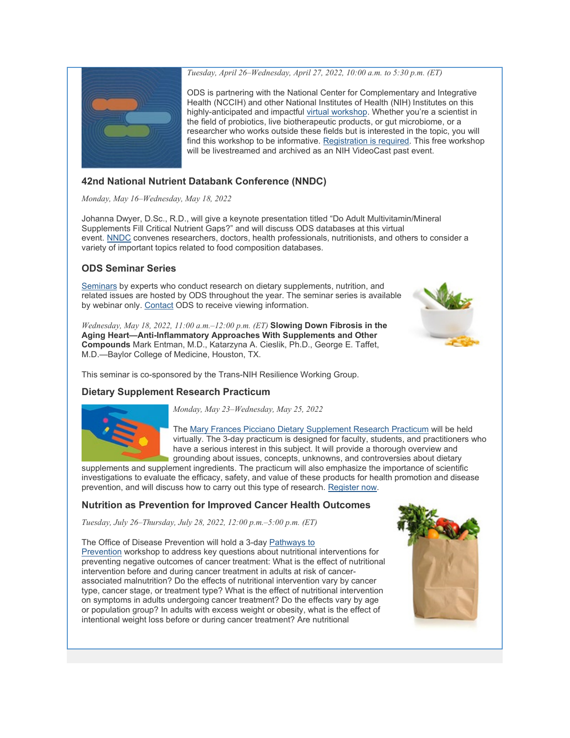*Tuesday, April 26–Wednesday, April 27, 2022, 10:00 a.m. to 5:30 p.m. (ET)*

ODS is partnering with the National Center for Complementary and Integrative Health (NCCIH) and other National Institutes of Health (NIH) Institutes on this highly-anticipated and impactful virtual workshop. Whether you're a scientist in the field of probiotics, live biotherapeutic products, or gut microbiome, or a researcher who works outside these fields but is interested in the topic, you will find this workshop to be informative. Registration is required. This free workshop will be livestreamed and archived as an NIH VideoCast past event.

### 42nd National Nutrient Databank Conference (NNDC)

*Monday, May 16–Wednesday, May 18, 2022*

Johanna Dwyer, D.Sc., R.D., will give a keynote presentation titled "Do Adult Multivitamin/Mineral Supplements Fill Critical Nutrient Gaps?" and will discuss ODS databases at this virtual event. NNDC convenes researchers, doctors, health professionals, nutritionists, and others to consider a variety of important topics related to food composition databases.

### ODS Seminar Series

Seminars by experts who conduct research on dietary supplements, nutrition, and related issues are hosted by ODS throughout the year. The seminar series is available by webinar only. Contact ODS to receive viewing information.

*Wednesday, May 18, 2022, 11:00 a.m.–12:00 p.m. (ET)* **Slowing Down Fibrosis in the Aging Heart—Anti-Inflammatory Approaches With Supplements and Other Compounds** Mark Entman, M.D., Katarzyna A. Cieslik, Ph.D., George E. Taffet, M.D.—Baylor College of Medicine, Houston, TX.

This seminar is co-sponsored by the Trans-NIH Resilience Working Group.

### Dietary Supplement Research Practicum

*Monday, May 23–Wednesday, May 25, 2022*

The Mary Frances Picciano Dietary Supplement Research Practicum will be held virtually. The 3-day practicum is designed for faculty, students, and practitioners who have a serious interest in this subject. It will provide a thorough overview and grounding about issues, concepts, unknowns, and controversies about dietary supplements and supplement ingredients. The practicum will also emphasize the importance of scientific investigations to evaluate the efficacy, safety, and value of these products for health promotion and disease prevention, and will discuss how to carry out this type of research. Register now.

### Nutrition as Prevention for Improved Cancer Health Outcomes

*Tuesday, July 26–Thursday, July 28, 2022, 12:00 p.m.–5:00 p.m. (ET)*

The Office of Disease Prevention will hold a 3-day Pathways to Prevention workshop to address key questions about nutritional interventions for preventing negative outcomes of cancer treatment: What is the effect of nutritional intervention before and during cancer treatment in adults at risk of cancer-associated malnutrition? Do the effects of nutritional intervention vary by cancer type, cancer stage, or treatment type? What is the effect of nutritional intervention on symptoms in adults undergoing cancer treatment? Do the effects vary by age or population group? In adults with excess weight or obesity, what is the effect of intentional weight loss before or during cancer treatment? Are nutritional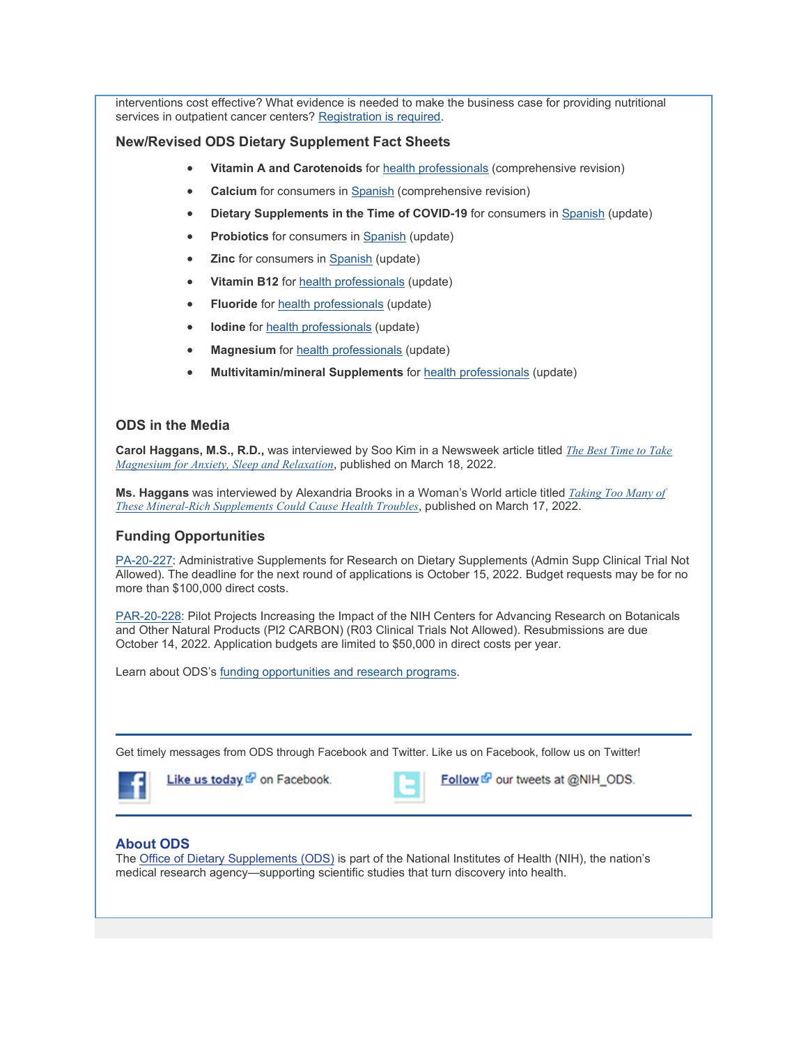interventions cost effective? What evidence is needed to make the business case for providing nutritional services in outpatient cancer centers? Registration is required.

### New/Revised ODS Dietary Supplement Fact Sheets

- **Vitamin A and Carotenoids** for health professionals (comprehensive revision)
- **Calcium** for consumers in Spanish (comprehensive revision)
- **Dietary Supplements in the Time of COVID-19** for consumers in Spanish (update)
- **Probiotics** for consumers in Spanish (update)
- **Zinc** for consumers in Spanish (update)
- **Vitamin B12** for health professionals (update)
- **Fluoride** for health professionals (update)
- **Iodine** for health professionals (update)
- **Magnesium** for health professionals (update)
- **Multivitamin/mineral Supplements** for health professionals (update)

### ODS in the Media

**Carol Haggans, M.S., R.D.,** was interviewed by Soo Kim in a Newsweek article titled *The Best Time to Take Magnesium for Anxiety, Sleep and Relaxation*, published on March 18, 2022.

**Ms. Haggans** was interviewed by Alexandria Brooks in a Woman's World article titled *Taking Too Many of These Mineral-Rich Supplements Could Cause Health Troubles*, published on March 17, 2022.

### Funding Opportunities

PA-20-227: Administrative Supplements for Research on Dietary Supplements (Admin Supp Clinical Trial Not Allowed). The deadline for the next round of applications is October 15, 2022. Budget requests may be for no more than $100,000 direct costs.

PAR-20-228: Pilot Projects Increasing the Impact of the NIH Centers for Advancing Research on Botanicals and Other Natural Products (PI2 CARBON) (R03 Clinical Trials Not Allowed). Resubmissions are due October 14, 2022. Application budgets are limited to $50,000 in direct costs per year.

Learn about ODS's funding opportunities and research programs.

---

Get timely messages from ODS through Facebook and Twitter. Like us on Facebook, follow us on Twitter!

Like us today on Facebook.

Follow our tweets at @NIH_ODS.

---

### About ODS

The Office of Dietary Supplements (ODS) is part of the National Institutes of Health (NIH), the nation's medical research agency—supporting scientific studies that turn discovery into health.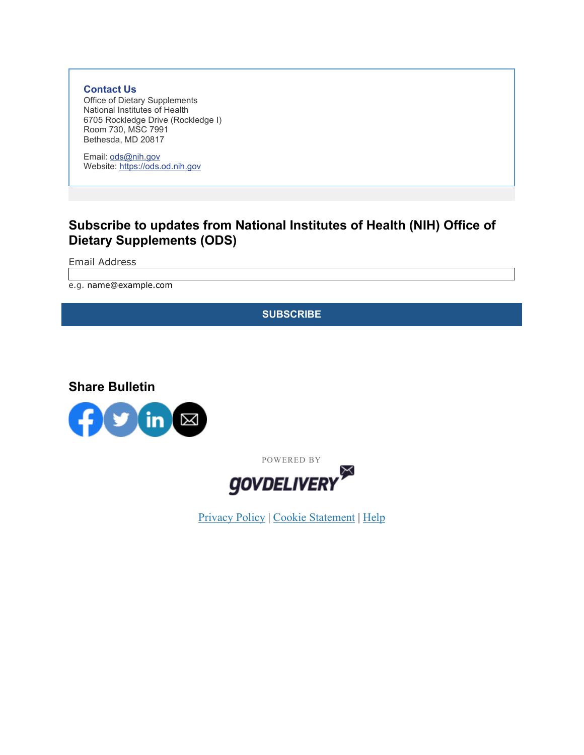### Contact Us

Office of Dietary Supplements
National Institutes of Health
6705 Rockledge Drive (Rockledge I)
Room 730, MSC 7991
Bethesda, MD 20817

Email: ods@nih.gov
Website: https://ods.od.nih.gov

## Subscribe to updates from National Institutes of Health (NIH) Office of Dietary Supplements (ODS)

Email Address

e.g. name@example.com

SUBSCRIBE

## Share Bulletin

POWERED BY

GOVDELIVERY

Privacy Policy | Cookie Statement | Help